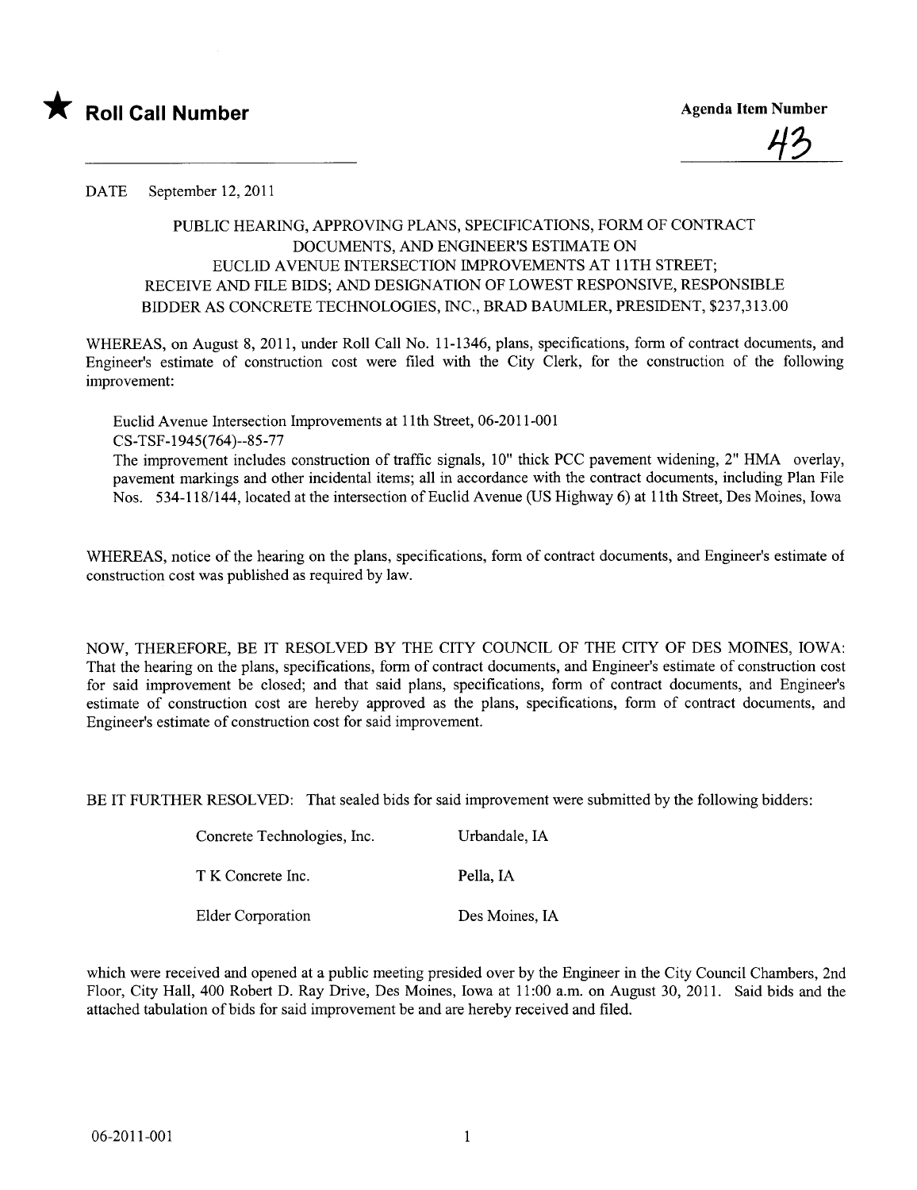★ **Roll Call Number**

**Agenda Item Number**

43

DATE September 12, 2011

PUBLIC HEARING, APPROVING PLANS, SPECIFICATIONS, FORM OF CONTRACT DOCUMENTS, AND ENGINEER'S ESTIMATE ON EUCLID AVENUE INTERSECTION IMPROVEMENTS AT 11TH STREET; RECEIVE AND FILE BIDS; AND DESIGNATION OF LOWEST RESPONSIVE, RESPONSIBLE BIDDER AS CONCRETE TECHNOLOGIES, INC., BRAD BAUMLER, PRESIDENT, $237,313.00

WHEREAS, on August 8, 2011, under Roll Call No. 11-1346, plans, specifications, form of contract documents, and Engineer's estimate of construction cost were filed with the City Clerk, for the construction of the following improvement:

Euclid Avenue Intersection Improvements at 11th Street, 06-2011-001
CS-TSF-1945(764)--85-77
The improvement includes construction of traffic signals, 10" thick PCC pavement widening, 2" HMA overlay, pavement markings and other incidental items; all in accordance with the contract documents, including Plan File Nos. 534-118/144, located at the intersection of Euclid Avenue (US Highway 6) at 11th Street, Des Moines, Iowa

WHEREAS, notice of the hearing on the plans, specifications, form of contract documents, and Engineer's estimate of construction cost was published as required by law.

NOW, THEREFORE, BE IT RESOLVED BY THE CITY COUNCIL OF THE CITY OF DES MOINES, IOWA: That the hearing on the plans, specifications, form of contract documents, and Engineer's estimate of construction cost for said improvement be closed; and that said plans, specifications, form of contract documents, and Engineer's estimate of construction cost are hereby approved as the plans, specifications, form of contract documents, and Engineer's estimate of construction cost for said improvement.

BE IT FURTHER RESOLVED: That sealed bids for said improvement were submitted by the following bidders:

| | |
|---|---|
| Concrete Technologies, Inc. | Urbandale, IA |
| T K Concrete Inc. | Pella, IA |
| Elder Corporation | Des Moines, IA |

which were received and opened at a public meeting presided over by the Engineer in the City Council Chambers, 2nd Floor, City Hall, 400 Robert D. Ray Drive, Des Moines, Iowa at 11:00 a.m. on August 30, 2011. Said bids and the attached tabulation of bids for said improvement be and are hereby received and filed.

06-2011-001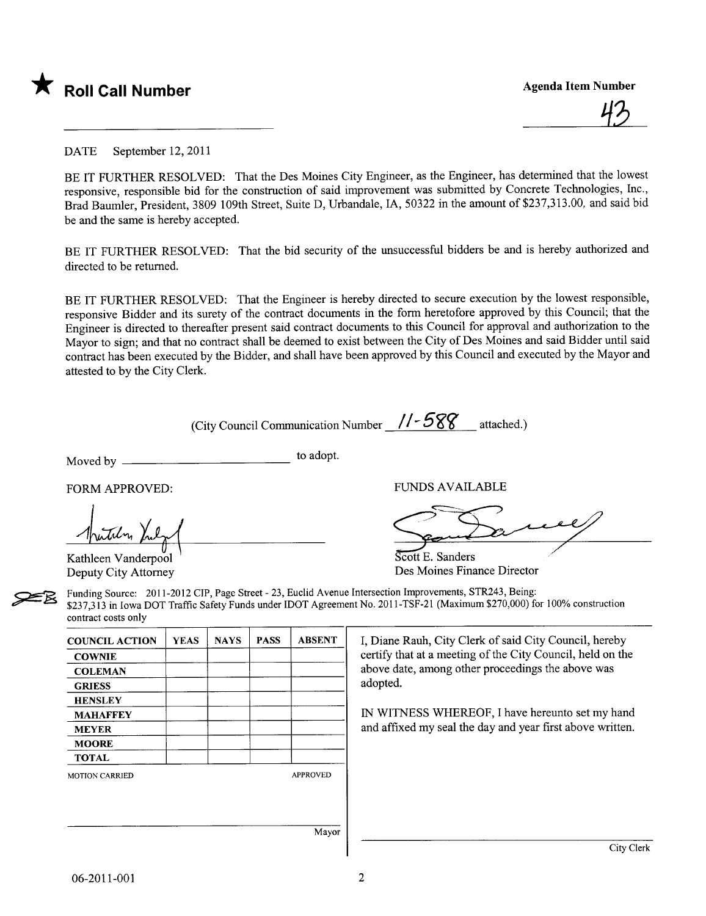★ **Roll Call Number**

**Agenda Item Number**

43

DATE September 12, 2011

BE IT FURTHER RESOLVED: That the Des Moines City Engineer, as the Engineer, has determined that the lowest responsive, responsible bid for the construction of said improvement was submitted by Concrete Technologies, Inc., Brad Baumler, President, 3809 109th Street, Suite D, Urbandale, IA, 50322 in the amount of $237,313.00, and said bid be and the same is hereby accepted.

BE IT FURTHER RESOLVED: That the bid security of the unsuccessful bidders be and is hereby authorized and directed to be returned.

BE IT FURTHER RESOLVED: That the Engineer is hereby directed to secure execution by the lowest responsible, responsive Bidder and its surety of the contract documents in the form heretofore approved by this Council; that the Engineer is directed to thereafter present said contract documents to this Council for approval and authorization to the Mayor to sign; and that no contract shall be deemed to exist between the City of Des Moines and said Bidder until said contract has been executed by the Bidder, and shall have been approved by this Council and executed by the Mayor and attested to by the City Clerk.

(City Council Communication Number 11-588 attached.)

Moved by ________________________ to adopt.

FORM APPROVED:

Kathleen Vanderpool
Deputy City Attorney

FUNDS AVAILABLE

Scott E. Sanders
Des Moines Finance Director

Funding Source: 2011-2012 CIP, Page Street - 23, Euclid Avenue Intersection Improvements, STR243, Being: $237,313 in Iowa DOT Traffic Safety Funds under IDOT Agreement No. 2011-TSF-21 (Maximum $270,000) for 100% construction contract costs only

| COUNCIL ACTION | YEAS | NAYS | PASS | ABSENT |
|---|---|---|---|---|
| COWNIE | | | | |
| COLEMAN | | | | |
| GRIESS | | | | |
| HENSLEY | | | | |
| MAHAFFEY | | | | |
| MEYER | | | | |
| MOORE | | | | |
| TOTAL | | | | |

MOTION CARRIED APPROVED

Mayor

I, Diane Rauh, City Clerk of said City Council, hereby certify that at a meeting of the City Council, held on the above date, among other proceedings the above was adopted.

IN WITNESS WHEREOF, I have hereunto set my hand and affixed my seal the day and year first above written.

City Clerk

06-2011-001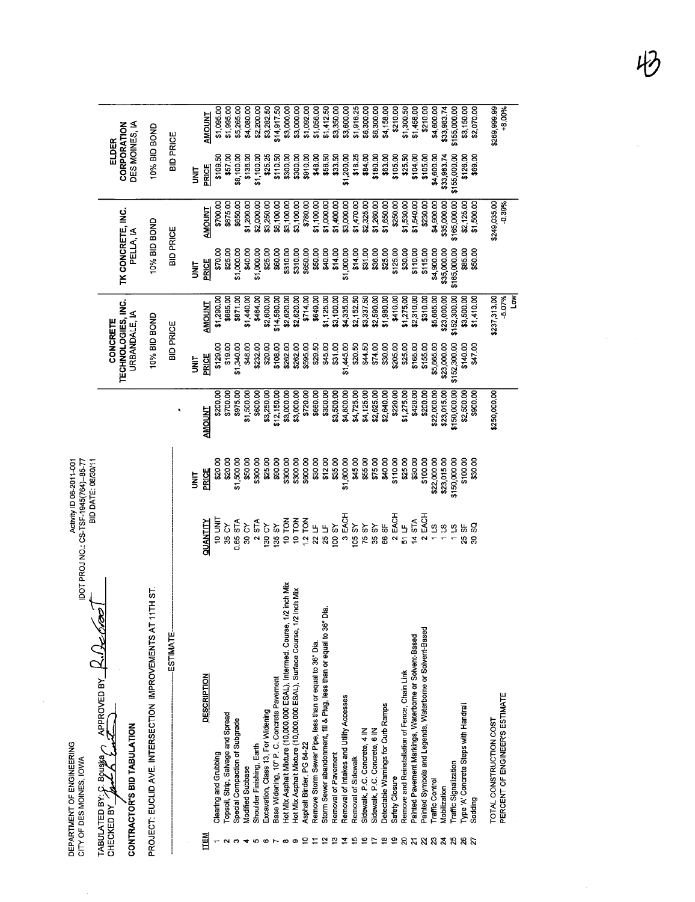DEPARTMENT OF ENGINEERING
CITY OF DES MOINES, IOWA

Activity ID 06-2011-001
IDOT PROJ NO.: CS-TSF-1945(764)--85-77
BID DATE: 08/30/11

TABULATED BY: C. Bouska APPROVED BY R. DeGroot
CHECKED BY

**CONTRACTOR'S BID TABULATION**

PROJECT: EUCLID AVE. INTERSECTION IMPROVEMENTS AT 11TH ST.

| | | ESTIMATE | | | CONCRETE TECHNOLOGIES, INC. URBANDALE, IA | | TK CONCRETE, INC. PELLA, IA | | ELDER CORPORATION DES MOINES, IA | |
|---|---|---|---|---|---|---|---|---|---|---|
| | | | | | 10% BID BOND | | 10% BID BOND | | 10% BID BOND | |
| | | | | | BID PRICE | | BID PRICE | | BID PRICE | |
| ITEM | DESCRIPTION | QUANTITY | UNIT PRICE | AMOUNT | UNIT PRICE | AMOUNT | UNIT PRICE | AMOUNT | UNIT PRICE | AMOUNT |
| 1 | Clearing and Grubbing | 10 UNIT | $20.00 | $200.00 | $129.00 | $1,290.00 | $70.00 | $700.00 | $109.50 | $1,095.00 |
| 2 | Topsoil, Strip, Salvage and Spread | 35 CY | $20.00 | $700.00 | $19.00 | $665.00 | $25.00 | $875.00 | $57.00 | $1,995.00 |
| 3 | Special Compaction of Subgrade | 0.65 STA | $1,500.00 | $975.00 | $1,340.00 | $871.00 | $1,000.00 | $650.00 | $8,100.00 | $5,265.00 |
| 4 | Modified Subbase | 30 CY | $50.00 | $1,500.00 | $48.00 | $1,440.00 | $40.00 | $1,200.00 | $136.00 | $4,080.00 |
| 5 | Shoulder Finishing, Earth | 2 STA | $300.00 | $600.00 | $232.00 | $464.00 | $1,000.00 | $2,000.00 | $1,100.00 | $2,200.00 |
| 6 | Excavation, Class 13, For Widening | 130 CY | $25.00 | $3,250.00 | $20.00 | $2,600.00 | $25.00 | $3,250.00 | $25.25 | $3,282.50 |
| 7 | Base Widening, 10" P. C. Concrete Pavement | 135 SY | $90.00 | $12,150.00 | $108.00 | $14,580.00 | $60.00 | $8,100.00 | $110.50 | $14,917.50 |
| 8 | Hot Mix Asphalt Mixture (10,000,000 ESAL), Intermed. Course, 1/2 inch Mix | 10 TON | $300.00 | $3,000.00 | $262.00 | $2,620.00 | $310.00 | $3,100.00 | $300.00 | $3,000.00 |
| 9 | Hot Mix Asphalt Mixture (10,000,000 ESAL), Surface Course, 1/2 inch Mix | 10 TON | $300.00 | $3,000.00 | $262.00 | $2,620.00 | $310.00 | $3,100.00 | $300.00 | $3,000.00 |
| 10 | Asphalt Binder, PG 64-22 | 1.2 TON | $600.00 | $720.00 | $595.00 | $714.00 | $650.00 | $780.00 | $910.00 | $1,092.00 |
| 11 | Remove Storm Sewer Pipe, less than or equal to 36" Dia. | 22 LF | $30.00 | $660.00 | $29.50 | $649.00 | $50.00 | $1,100.00 | $48.00 | $1,056.00 |
| 12 | Storm Sewer abandonment, fill & Plug, less than or equal to 36" Dia. | 25 LF | $12.00 | $300.00 | $45.00 | $1,125.00 | $40.00 | $1,000.00 | $56.50 | $1,412.50 |
| 13 | Removal of Pavement | 100 SY | $35.00 | $3,500.00 | $31.00 | $3,100.00 | $14.00 | $1,400.00 | $33.50 | $3,350.00 |
| 14 | Removal of Intakes and Utility Accesses | 3 EACH | $1,600.00 | $4,800.00 | $1,445.00 | $4,335.00 | $1,000.00 | $3,000.00 | $1,200.00 | $3,600.00 |
| 15 | Removal of Sidewalk | 105 SY | $45.00 | $4,725.00 | $20.50 | $2,152.50 | $14.00 | $1,470.00 | $18.25 | $1,916.25 |
| 16 | Sidewalk, P.C. Concrete, 4 IN | 75 SY | $55.00 | $4,125.00 | $44.50 | $3,337.50 | $31.00 | $2,325.00 | $84.00 | $6,300.00 |
| 17 | Sidewalk, P.C. Concrete, 6 IN | 35 SY | $75.00 | $2,625.00 | $74.00 | $2,590.00 | $36.00 | $1,260.00 | $180.00 | $6,300.00 |
| 18 | Detectable Warnings for Curb Ramps | 66 SF | $40.00 | $2,640.00 | $30.00 | $1,980.00 | $25.00 | $1,650.00 | $63.00 | $4,158.00 |
| 19 | Safety Closure | 2 EACH | $110.00 | $220.00 | $205.00 | $410.00 | $125.00 | $250.00 | $105.00 | $210.00 |
| 20 | Remove and Reinstallation of Fence, Chain Link | 51 LF | $25.00 | $1,275.00 | $25.00 | $1,275.00 | $30.00 | $1,530.00 | $25.50 | $1,300.50 |
| 21 | Painted Pavement Markings, Waterborne or Solvent-Based | 14 STA | $30.00 | $420.00 | $165.00 | $2,310.00 | $110.00 | $1,540.00 | $104.00 | $1,456.00 |
| 22 | Painted Symbols and Legends, Waterborne or Solvent-Based | 2 EACH | $100.00 | $200.00 | $155.00 | $310.00 | $115.00 | $230.00 | $105.00 | $210.00 |
| 23 | Traffic Control | 1 LS | $22,000.00 | $22,000.00 | $5,665.00 | $5,665.00 | $4,900.00 | $4,900.00 | $4,600.00 | $4,600.00 |
| 24 | Mobilization | 1 LS | $23,015.00 | $23,015.00 | $23,000.00 | $23,000.00 | $35,000.00 | $35,000.00 | $33,983.74 | $33,983.74 |
| 25 | Traffic Signalization | 1 LS | $150,000.00 | $150,000.00 | $152,300.00 | $152,300.00 | $165,000.00 | $165,000.00 | $155,000.00 | $155,000.00 |
| 26 | Type 'A' Concrete Steps with Handrail | 25 SF | $100.00 | $2,500.00 | $140.00 | $3,500.00 | $85.00 | $2,125.00 | $126.00 | $3,150.00 |
| 27 | Sodding | 30 SQ | $30.00 | $900.00 | $47.00 | $1,410.00 | $50.00 | $1,500.00 | $69.00 | $2,070.00 |
| | TOTAL CONSTRUCTION COST | | | $250,000.00 | | $237,313.00 | | $249,035.00 | | $269,999.99 |
| | PERCENT OF ENGINEER'S ESTIMATE | | | | | -5.07% | | -0.39% | | +8.00% |
| | | | | | | Low | | | | |